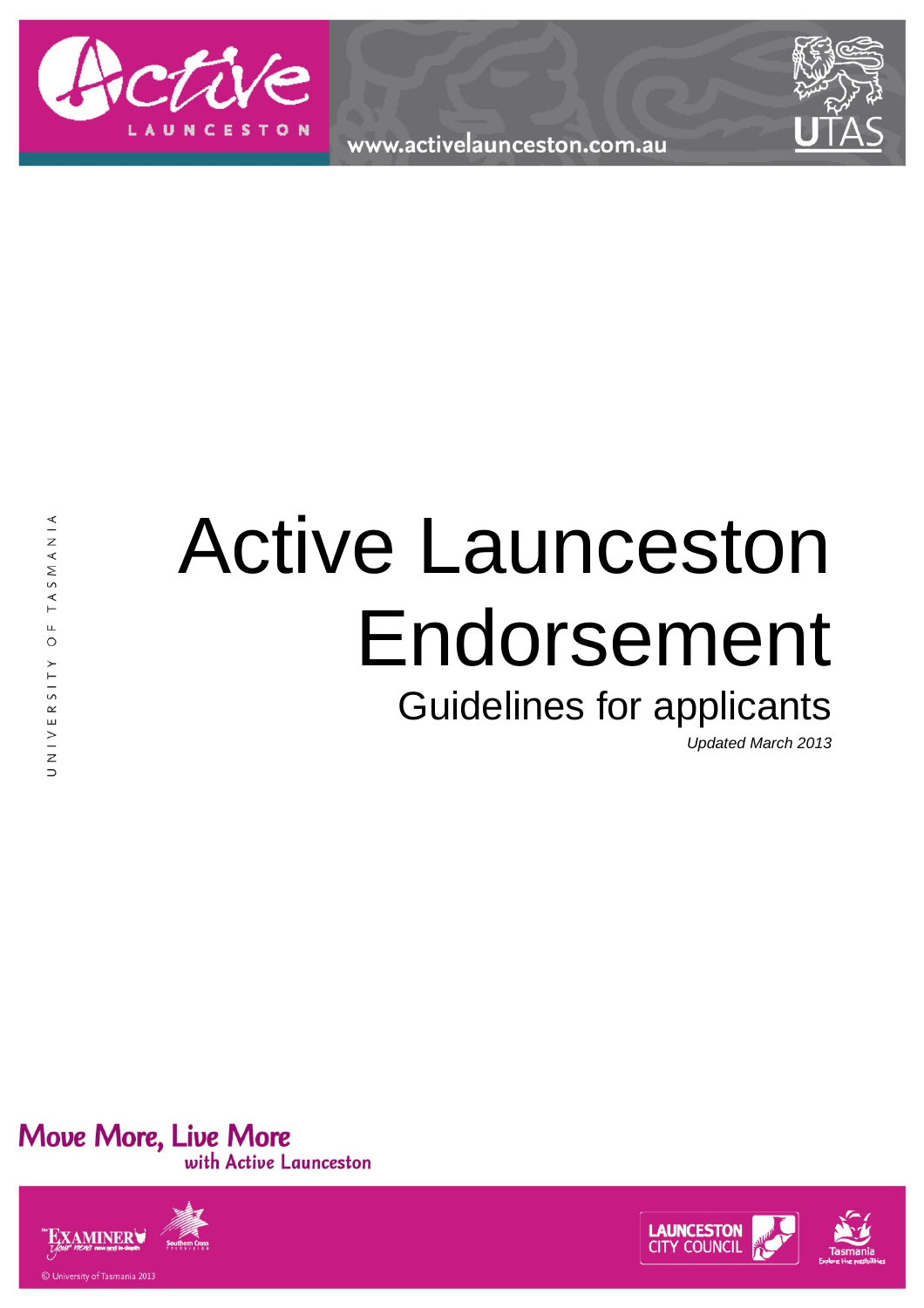www.activelaunceston.com.au

UNIVERSITY OF TASMANIA

# Active Launceston Endorsement

## Guidelines for applicants

*Updated March 2013*

Move More, Live More with Active Launceston

© University of Tasmania 2013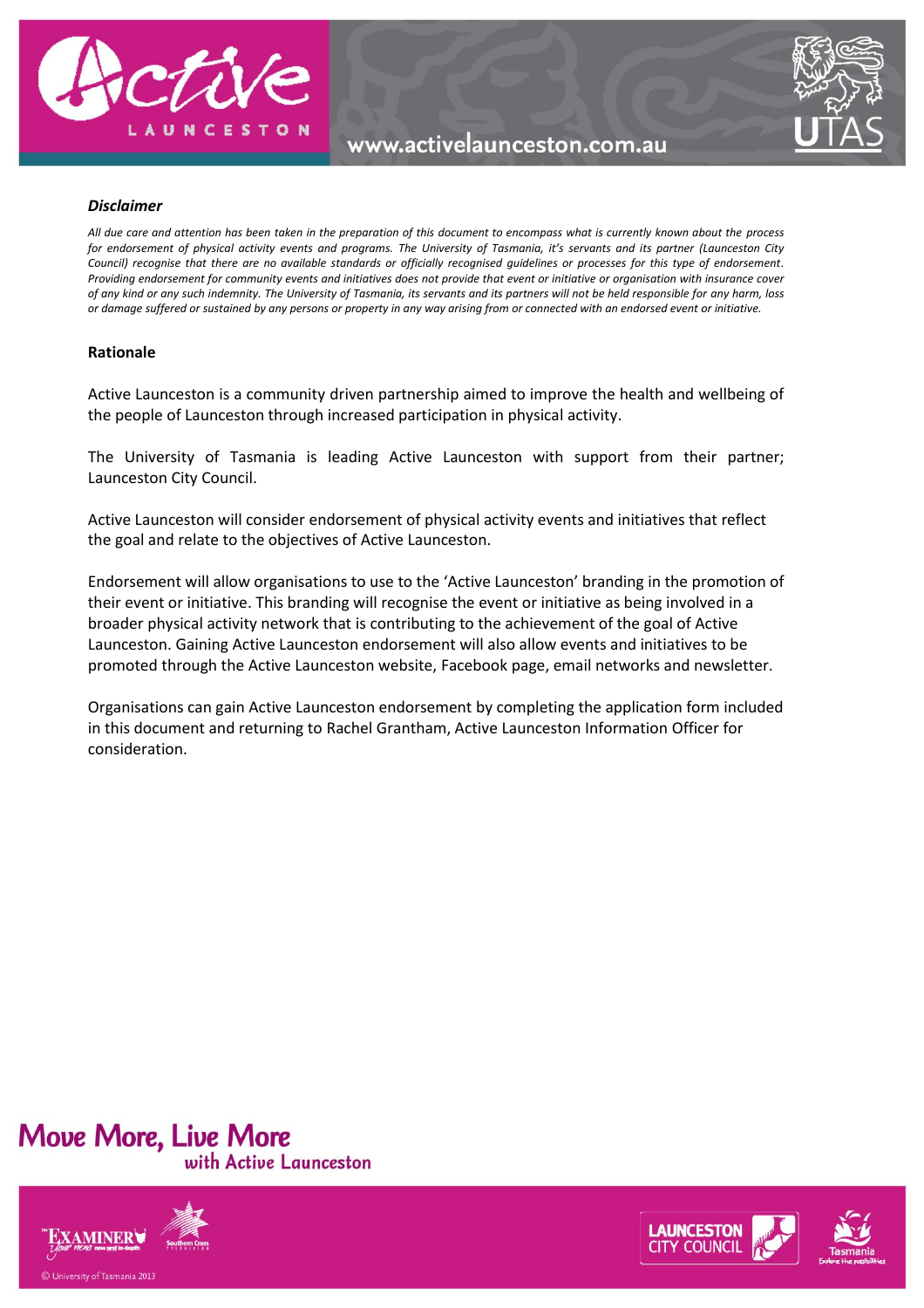***Disclaimer***

*All due care and attention has been taken in the preparation of this document to encompass what is currently known about the process for endorsement of physical activity events and programs. The University of Tasmania, it's servants and its partner (Launceston City Council) recognise that there are no available standards or officially recognised guidelines or processes for this type of endorsement. Providing endorsement for community events and initiatives does not provide that event or initiative or organisation with insurance cover of any kind or any such indemnity. The University of Tasmania, its servants and its partners will not be held responsible for any harm, loss or damage suffered or sustained by any persons or property in any way arising from or connected with an endorsed event or initiative.*

**Rationale**

Active Launceston is a community driven partnership aimed to improve the health and wellbeing of the people of Launceston through increased participation in physical activity.

The University of Tasmania is leading Active Launceston with support from their partner; Launceston City Council.

Active Launceston will consider endorsement of physical activity events and initiatives that reflect the goal and relate to the objectives of Active Launceston.

Endorsement will allow organisations to use to the 'Active Launceston' branding in the promotion of their event or initiative. This branding will recognise the event or initiative as being involved in a broader physical activity network that is contributing to the achievement of the goal of Active Launceston. Gaining Active Launceston endorsement will also allow events and initiatives to be promoted through the Active Launceston website, Facebook page, email networks and newsletter.

Organisations can gain Active Launceston endorsement by completing the application form included in this document and returning to Rachel Grantham, Active Launceston Information Officer for consideration.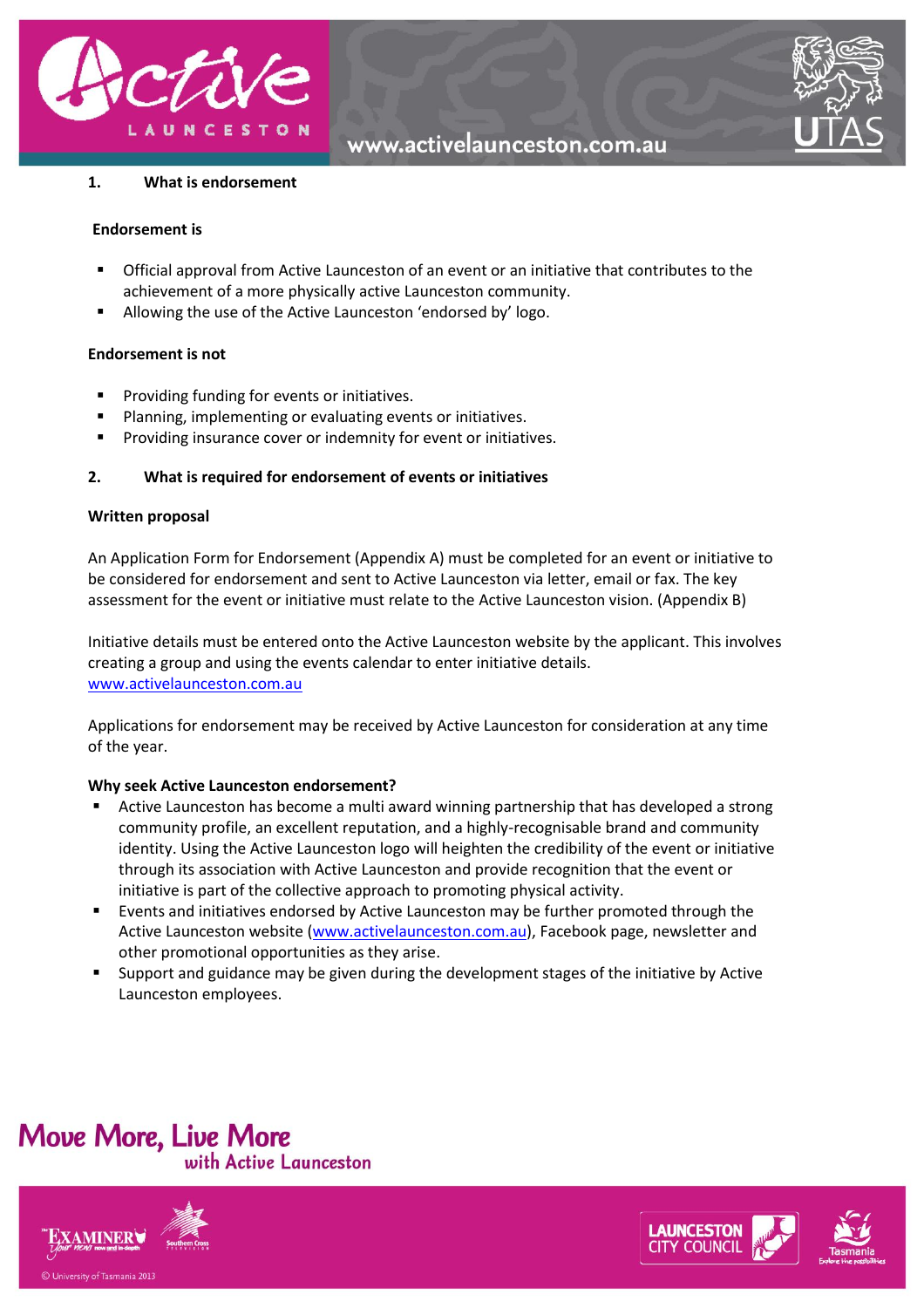## 1. What is endorsement

**Endorsement is**

- Official approval from Active Launceston of an event or an initiative that contributes to the achievement of a more physically active Launceston community.
- Allowing the use of the Active Launceston 'endorsed by' logo.

**Endorsement is not**

- Providing funding for events or initiatives.
- Planning, implementing or evaluating events or initiatives.
- Providing insurance cover or indemnity for event or initiatives.

## 2. What is required for endorsement of events or initiatives

**Written proposal**

An Application Form for Endorsement (Appendix A) must be completed for an event or initiative to be considered for endorsement and sent to Active Launceston via letter, email or fax. The key assessment for the event or initiative must relate to the Active Launceston vision. (Appendix B)

Initiative details must be entered onto the Active Launceston website by the applicant. This involves creating a group and using the events calendar to enter initiative details.
www.activelaunceston.com.au

Applications for endorsement may be received by Active Launceston for consideration at any time of the year.

**Why seek Active Launceston endorsement?**

- Active Launceston has become a multi award winning partnership that has developed a strong community profile, an excellent reputation, and a highly-recognisable brand and community identity. Using the Active Launceston logo will heighten the credibility of the event or initiative through its association with Active Launceston and provide recognition that the event or initiative is part of the collective approach to promoting physical activity.
- Events and initiatives endorsed by Active Launceston may be further promoted through the Active Launceston website (www.activelaunceston.com.au), Facebook page, newsletter and other promotional opportunities as they arise.
- Support and guidance may be given during the development stages of the initiative by Active Launceston employees.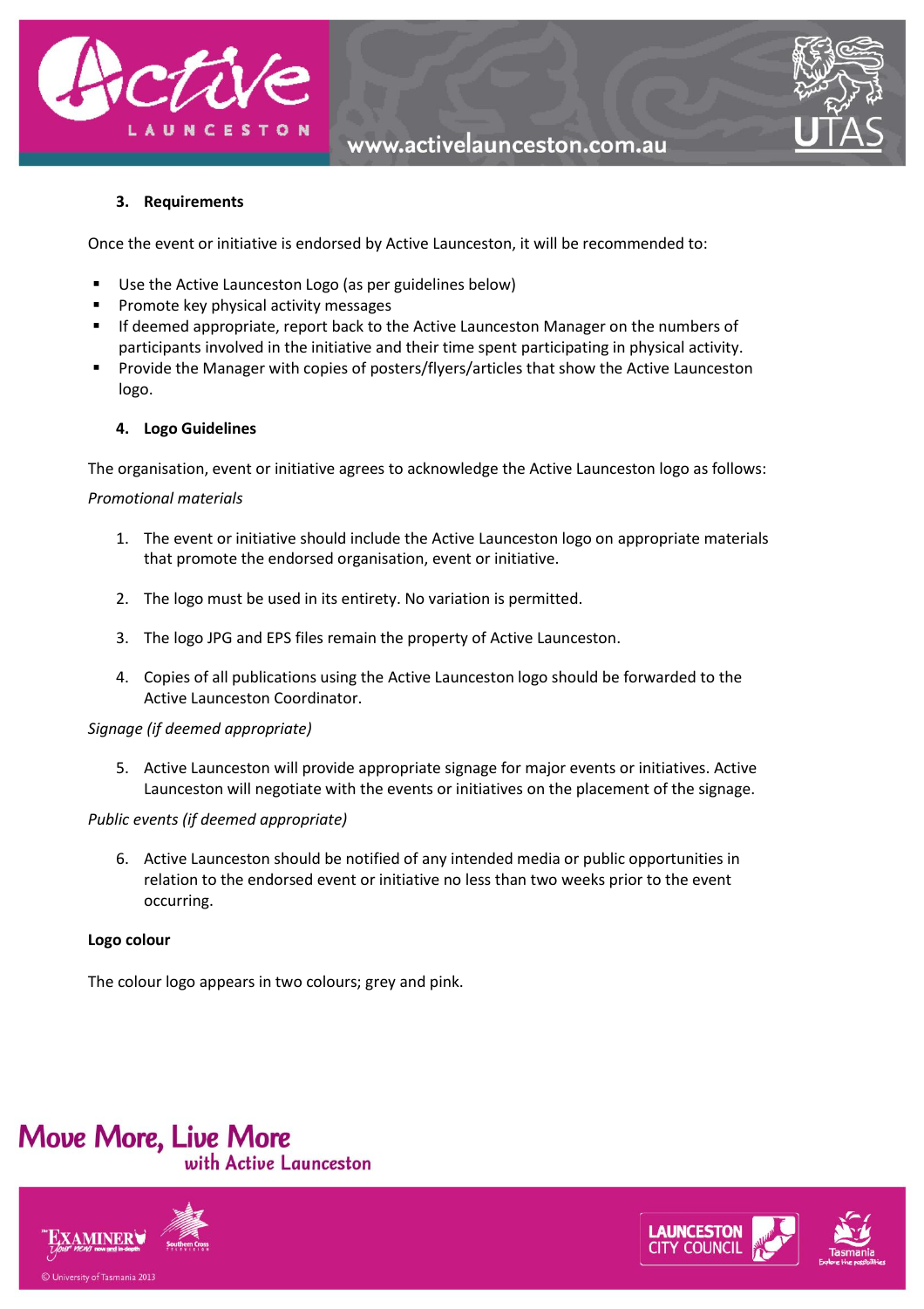### 3. Requirements

Once the event or initiative is endorsed by Active Launceston, it will be recommended to:

- Use the Active Launceston Logo (as per guidelines below)
- Promote key physical activity messages
- If deemed appropriate, report back to the Active Launceston Manager on the numbers of participants involved in the initiative and their time spent participating in physical activity.
- Provide the Manager with copies of posters/flyers/articles that show the Active Launceston logo.

### 4. Logo Guidelines

The organisation, event or initiative agrees to acknowledge the Active Launceston logo as follows:

*Promotional materials*

1. The event or initiative should include the Active Launceston logo on appropriate materials that promote the endorsed organisation, event or initiative.

2. The logo must be used in its entirety. No variation is permitted.

3. The logo JPG and EPS files remain the property of Active Launceston.

4. Copies of all publications using the Active Launceston logo should be forwarded to the Active Launceston Coordinator.

*Signage (if deemed appropriate)*

5. Active Launceston will provide appropriate signage for major events or initiatives. Active Launceston will negotiate with the events or initiatives on the placement of the signage.

*Public events (if deemed appropriate)*

6. Active Launceston should be notified of any intended media or public opportunities in relation to the endorsed event or initiative no less than two weeks prior to the event occurring.

**Logo colour**

The colour logo appears in two colours; grey and pink.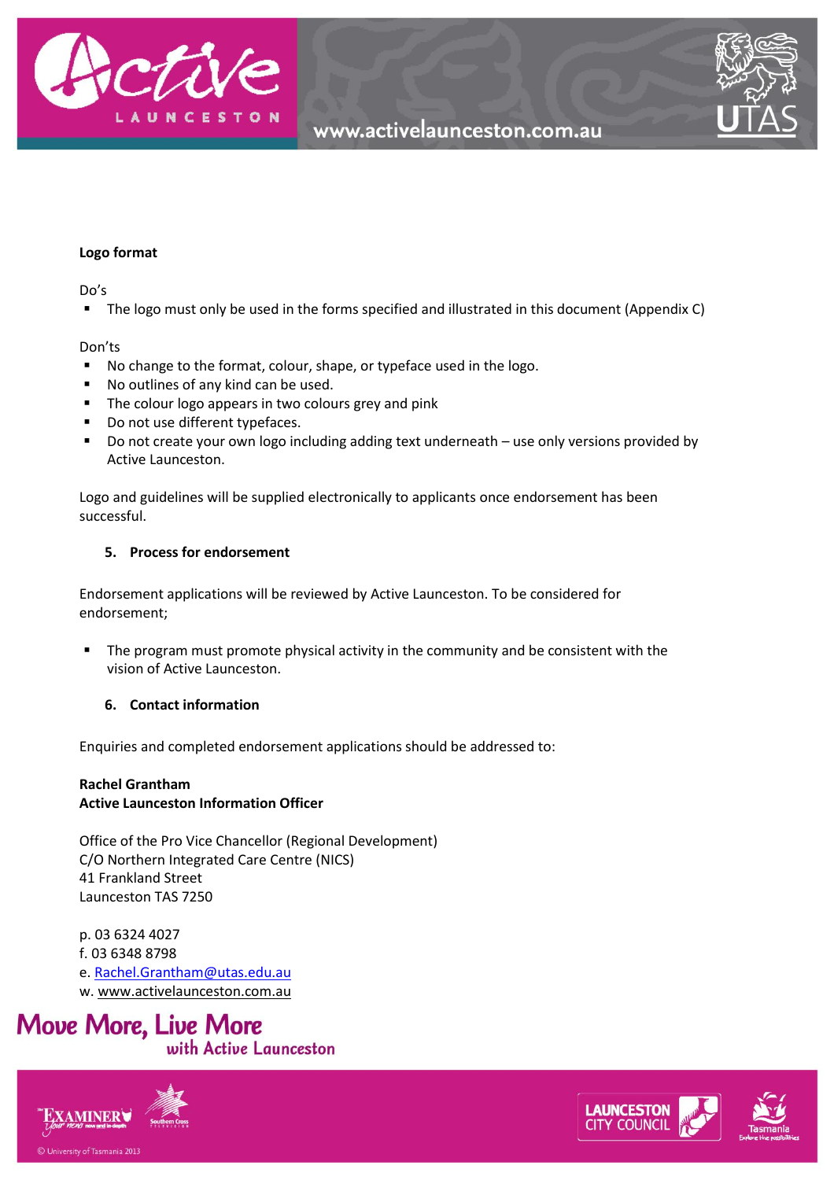**Logo format**

Do's

- The logo must only be used in the forms specified and illustrated in this document (Appendix C)

Don'ts

- No change to the format, colour, shape, or typeface used in the logo.
- No outlines of any kind can be used.
- The colour logo appears in two colours grey and pink
- Do not use different typefaces.
- Do not create your own logo including adding text underneath – use only versions provided by Active Launceston.

Logo and guidelines will be supplied electronically to applicants once endorsement has been successful.

## 5. Process for endorsement

Endorsement applications will be reviewed by Active Launceston. To be considered for endorsement;

- The program must promote physical activity in the community and be consistent with the vision of Active Launceston.

## 6. Contact information

Enquiries and completed endorsement applications should be addressed to:

**Rachel Grantham**
**Active Launceston Information Officer**

Office of the Pro Vice Chancellor (Regional Development)
C/O Northern Integrated Care Centre (NICS)
41 Frankland Street
Launceston TAS 7250

p. 03 6324 4027
f. 03 6348 8798
e. Rachel.Grantham@utas.edu.au
w. www.activelaunceston.com.au

Move More, Live More
with Active Launceston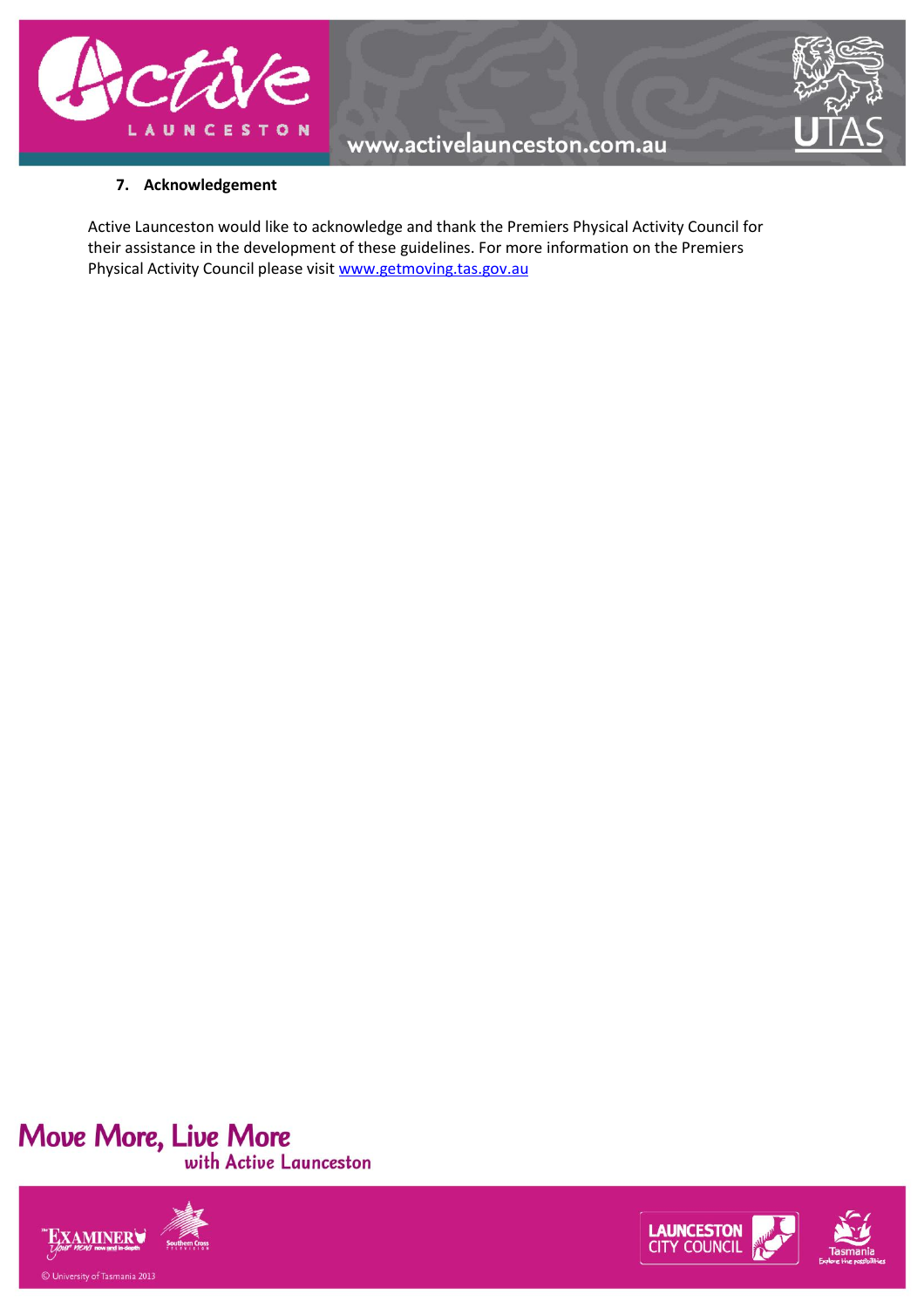## 7. Acknowledgement

Active Launceston would like to acknowledge and thank the Premiers Physical Activity Council for their assistance in the development of these guidelines. For more information on the Premiers Physical Activity Council please visit www.getmoving.tas.gov.au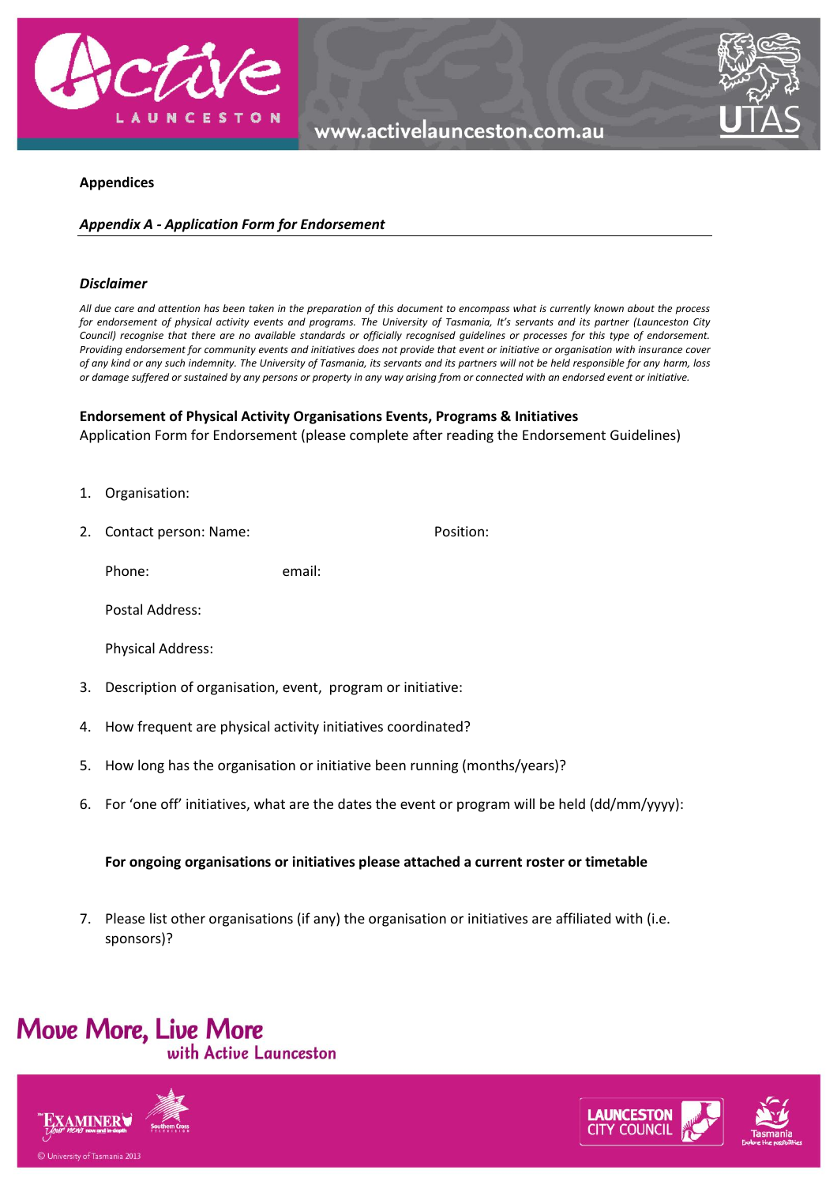**Appendices**

***Appendix A - Application Form for Endorsement***

***Disclaimer***

*All due care and attention has been taken in the preparation of this document to encompass what is currently known about the process for endorsement of physical activity events and programs. The University of Tasmania, It's servants and its partner (Launceston City Council) recognise that there are no available standards or officially recognised guidelines or processes for this type of endorsement. Providing endorsement for community events and initiatives does not provide that event or initiative or organisation with insurance cover of any kind or any such indemnity. The University of Tasmania, its servants and its partners will not be held responsible for any harm, loss or damage suffered or sustained by any persons or property in any way arising from or connected with an endorsed event or initiative.*

**Endorsement of Physical Activity Organisations Events, Programs & Initiatives**
Application Form for Endorsement (please complete after reading the Endorsement Guidelines)

1. Organisation:
2. Contact person: Name: Position:

   Phone: email:

   Postal Address:

   Physical Address:
3. Description of organisation, event, program or initiative:
4. How frequent are physical activity initiatives coordinated?
5. How long has the organisation or initiative been running (months/years)?
6. For 'one off' initiatives, what are the dates the event or program will be held (dd/mm/yyyy):

   **For ongoing organisations or initiatives please attached a current roster or timetable**
7. Please list other organisations (if any) the organisation or initiatives are affiliated with (i.e. sponsors)?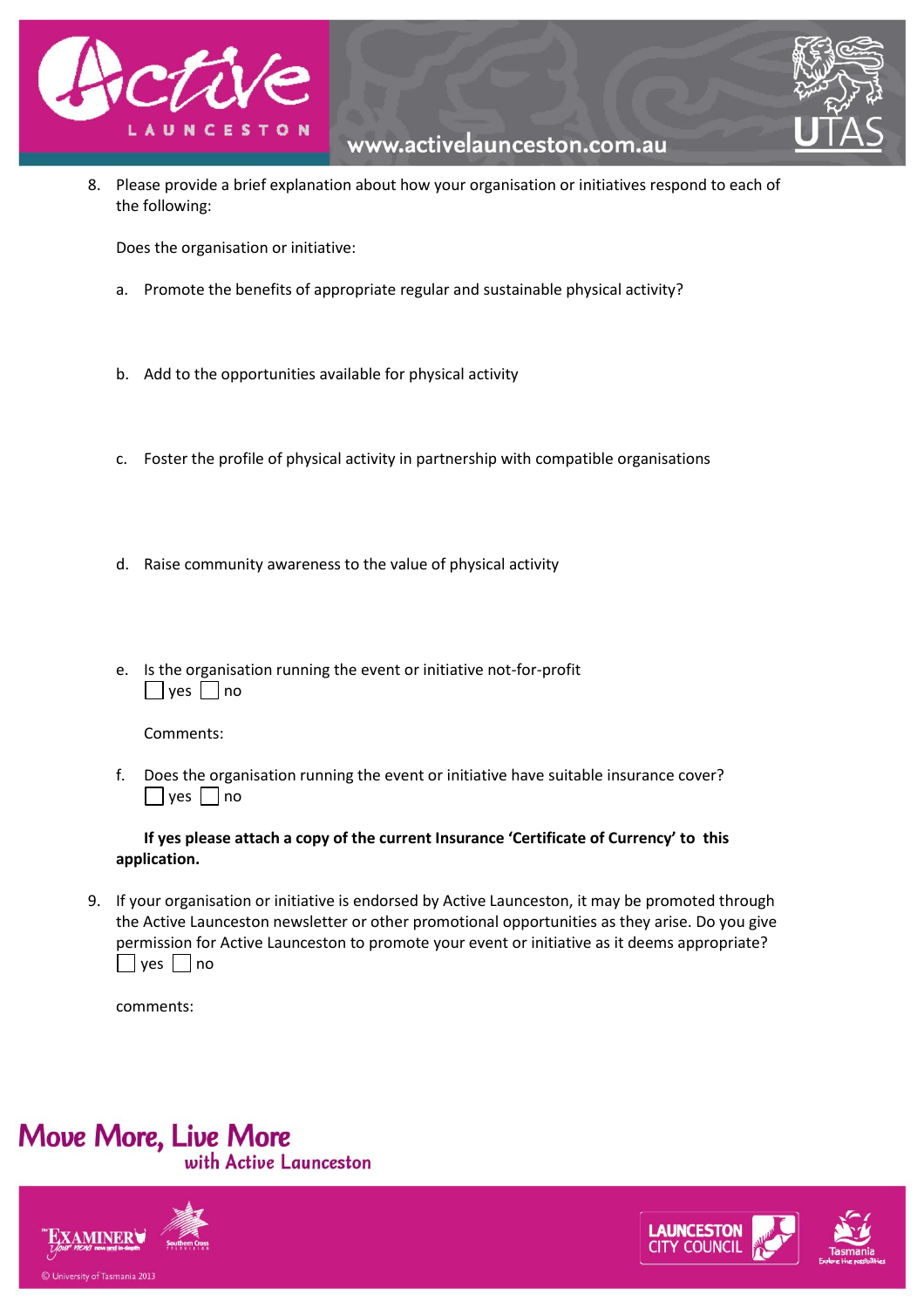8. Please provide a brief explanation about how your organisation or initiatives respond to each of the following:

   Does the organisation or initiative:

   a. Promote the benefits of appropriate regular and sustainable physical activity?

   b. Add to the opportunities available for physical activity

   c. Foster the profile of physical activity in partnership with compatible organisations

   d. Raise community awareness to the value of physical activity

   e. Is the organisation running the event or initiative not-for-profit
      ☐ yes ☐ no

      Comments:

   f. Does the organisation running the event or initiative have suitable insurance cover?
      ☐ yes ☐ no

      **If yes please attach a copy of the current Insurance 'Certificate of Currency' to this application.**

9. If your organisation or initiative is endorsed by Active Launceston, it may be promoted through the Active Launceston newsletter or other promotional opportunities as they arise. Do you give permission for Active Launceston to promote your event or initiative as it deems appropriate?
   ☐ yes ☐ no

   comments:

**Move More, Live More**
**with Active Launceston**

© University of Tasmania 2013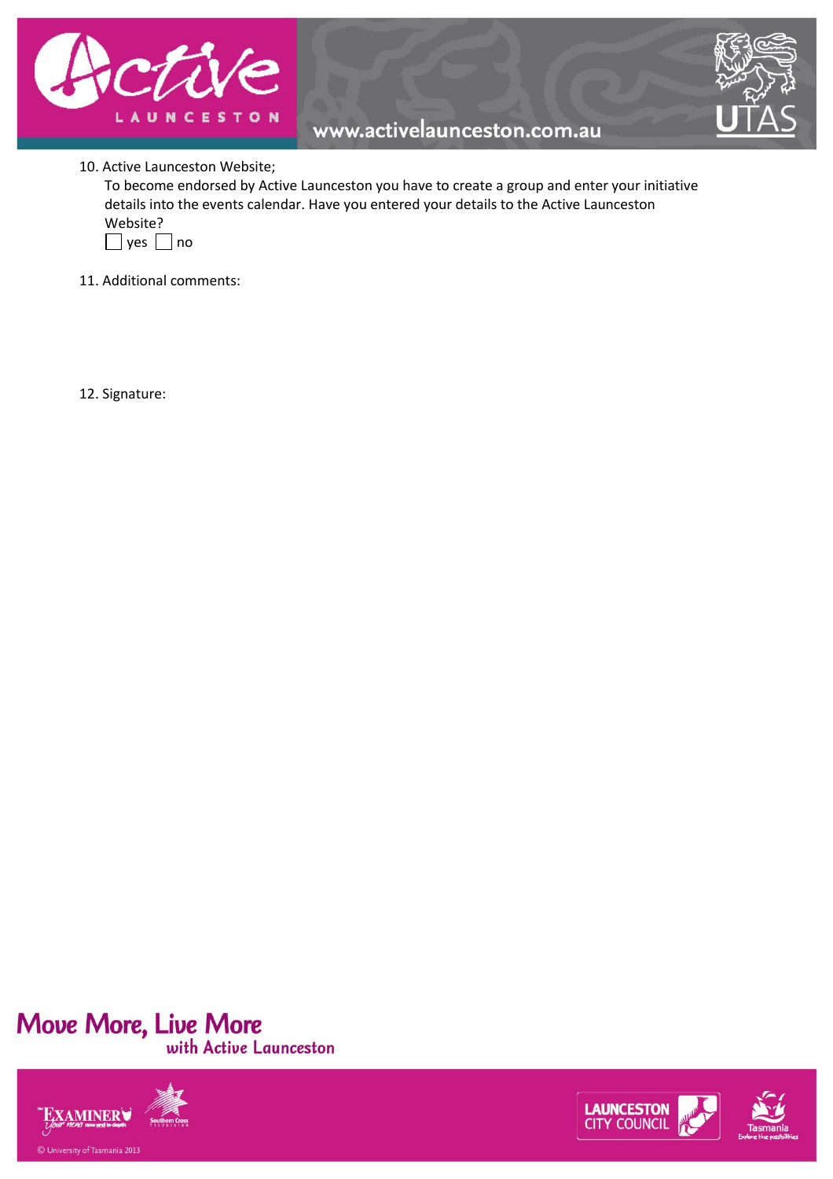10. Active Launceston Website;

    To become endorsed by Active Launceston you have to create a group and enter your initiative details into the events calendar. Have you entered your details to the Active Launceston Website?

    ☐ yes ☐ no

11. Additional comments:

12. Signature:

**Move More, Live More**
**with Active Launceston**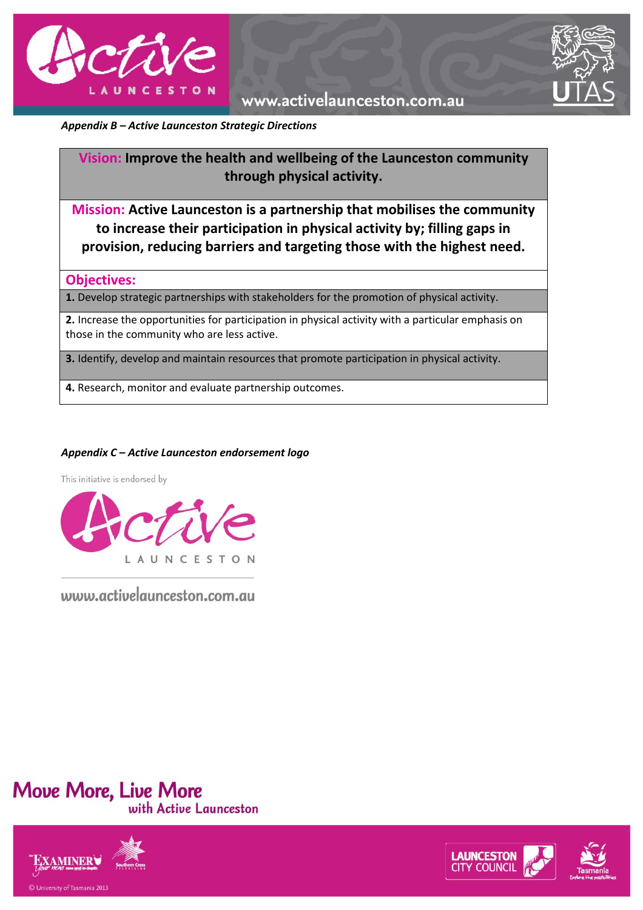*Appendix B – Active Launceston Strategic Directions*

**Vision: Improve the health and wellbeing of the Launceston community through physical activity.**

**Mission: Active Launceston is a partnership that mobilises the community to increase their participation in physical activity by; filling gaps in provision, reducing barriers and targeting those with the highest need.**

**Objectives:**

**1.** Develop strategic partnerships with stakeholders for the promotion of physical activity.

**2.** Increase the opportunities for participation in physical activity with a particular emphasis on those in the community who are less active.

**3.** Identify, develop and maintain resources that promote participation in physical activity.

**4.** Research, monitor and evaluate partnership outcomes.

*Appendix C – Active Launceston endorsement logo*

This initiative is endorsed by

Active LAUNCESTON

www.activelaunceston.com.au

Move More, Live More
with Active Launceston